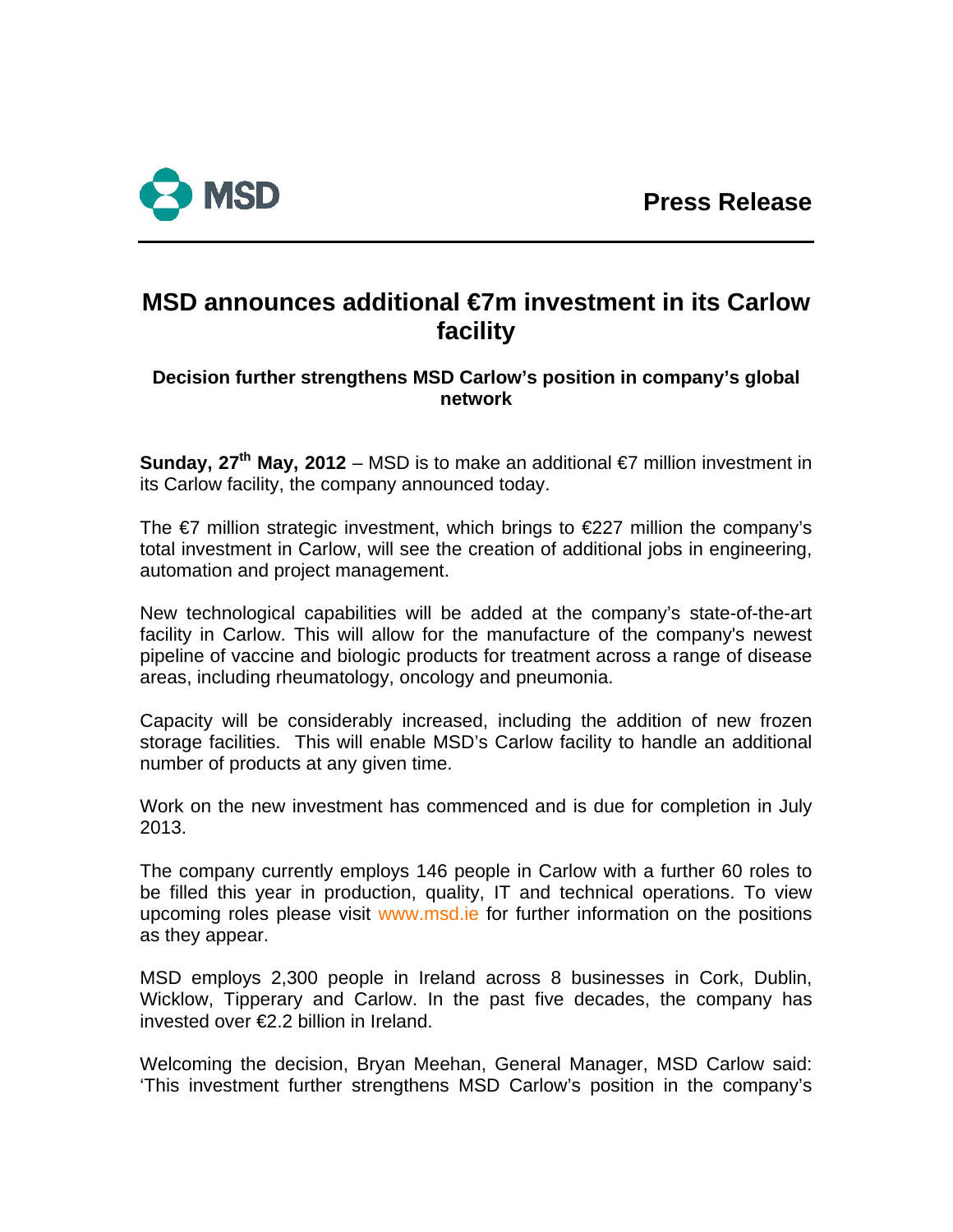**MSD**

**Press Release**

# MSD announces additional €7m investment in its Carlow facility

### Decision further strengthens MSD Carlow's position in company's global network

**Sunday, 27th May, 2012** – MSD is to make an additional €7 million investment in its Carlow facility, the company announced today.

The €7 million strategic investment, which brings to €227 million the company's total investment in Carlow, will see the creation of additional jobs in engineering, automation and project management.

New technological capabilities will be added at the company's state-of-the-art facility in Carlow. This will allow for the manufacture of the company's newest pipeline of vaccine and biologic products for treatment across a range of disease areas, including rheumatology, oncology and pneumonia.

Capacity will be considerably increased, including the addition of new frozen storage facilities. This will enable MSD's Carlow facility to handle an additional number of products at any given time.

Work on the new investment has commenced and is due for completion in July 2013.

The company currently employs 146 people in Carlow with a further 60 roles to be filled this year in production, quality, IT and technical operations. To view upcoming roles please visit www.msd.ie for further information on the positions as they appear.

MSD employs 2,300 people in Ireland across 8 businesses in Cork, Dublin, Wicklow, Tipperary and Carlow. In the past five decades, the company has invested over €2.2 billion in Ireland.

Welcoming the decision, Bryan Meehan, General Manager, MSD Carlow said: 'This investment further strengthens MSD Carlow's position in the company's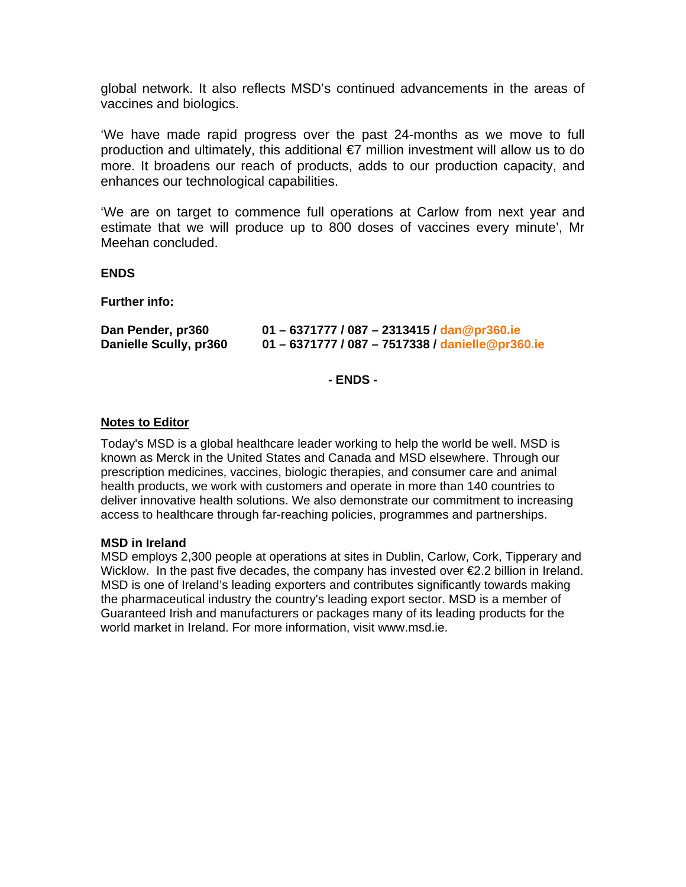global network. It also reflects MSD's continued advancements in the areas of vaccines and biologics.

'We have made rapid progress over the past 24-months as we move to full production and ultimately, this additional €7 million investment will allow us to do more. It broadens our reach of products, adds to our production capacity, and enhances our technological capabilities.

'We are on target to commence full operations at Carlow from next year and estimate that we will produce up to 800 doses of vaccines every minute', Mr Meehan concluded.

**ENDS**

**Further info:**

| | |
|---|---|
| **Dan Pender, pr360** | **01 – 6371777 / 087 – 2313415 / dan@pr360.ie** |
| **Danielle Scully, pr360** | **01 – 6371777 / 087 – 7517338 / danielle@pr360.ie** |

**- ENDS -**

**Notes to Editor**

Today's MSD is a global healthcare leader working to help the world be well. MSD is known as Merck in the United States and Canada and MSD elsewhere. Through our prescription medicines, vaccines, biologic therapies, and consumer care and animal health products, we work with customers and operate in more than 140 countries to deliver innovative health solutions. We also demonstrate our commitment to increasing access to healthcare through far-reaching policies, programmes and partnerships.

**MSD in Ireland**

MSD employs 2,300 people at operations at sites in Dublin, Carlow, Cork, Tipperary and Wicklow. In the past five decades, the company has invested over €2.2 billion in Ireland. MSD is one of Ireland's leading exporters and contributes significantly towards making the pharmaceutical industry the country's leading export sector. MSD is a member of Guaranteed Irish and manufacturers or packages many of its leading products for the world market in Ireland. For more information, visit www.msd.ie.